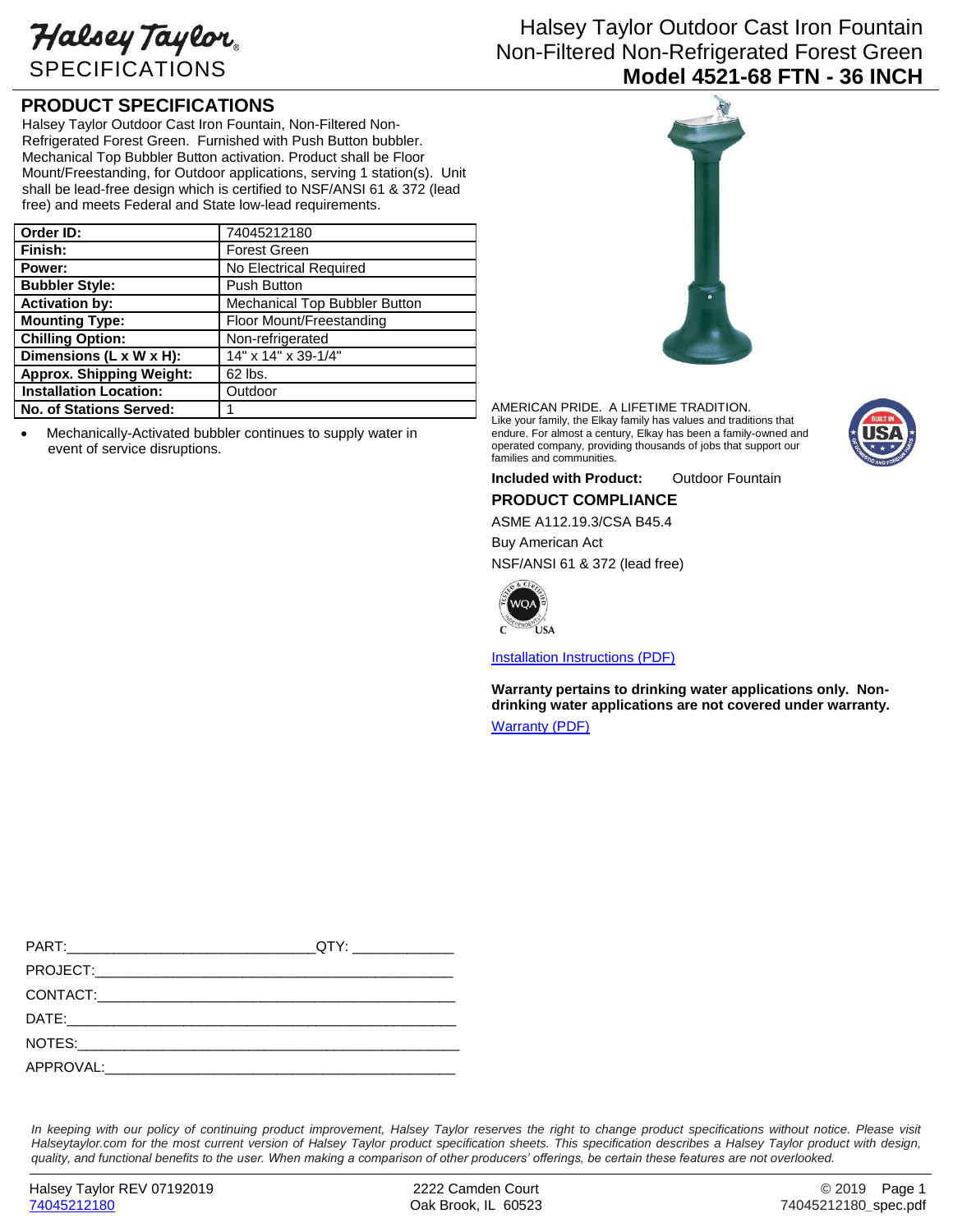# Halsey Taylor SPECIFICATIONS

# Halsey Taylor Outdoor Cast Iron Fountain Non-Filtered Non-Refrigerated Forest Green

## Model 4521-68 FTN - 36 INCH

## PRODUCT SPECIFICATIONS

Halsey Taylor Outdoor Cast Iron Fountain, Non-Filtered Non-Refrigerated Forest Green. Furnished with Push Button bubbler. Mechanical Top Bubbler Button activation. Product shall be Floor Mount/Freestanding, for Outdoor applications, serving 1 station(s). Unit shall be lead-free design which is certified to NSF/ANSI 61 & 372 (lead free) and meets Federal and State low-lead requirements.

| **Order ID:** | 74045212180 |
|---|---|
| **Finish:** | Forest Green |
| **Power:** | No Electrical Required |
| **Bubbler Style:** | Push Button |
| **Activation by:** | Mechanical Top Bubbler Button |
| **Mounting Type:** | Floor Mount/Freestanding |
| **Chilling Option:** | Non-refrigerated |
| **Dimensions (L x W x H):** | 14" x 14" x 39-1/4" |
| **Approx. Shipping Weight:** | 62 lbs. |
| **Installation Location:** | Outdoor |
| **No. of Stations Served:** | 1 |

- Mechanically-Activated bubbler continues to supply water in event of service disruptions.

AMERICAN PRIDE. A LIFETIME TRADITION.
Like your family, the Elkay family has values and traditions that endure. For almost a century, Elkay has been a family-owned and operated company, providing thousands of jobs that support our families and communities.

**Included with Product:** Outdoor Fountain

## PRODUCT COMPLIANCE

ASME A112.19.3/CSA B45.4

Buy American Act

NSF/ANSI 61 & 372 (lead free)

Installation Instructions (PDF)

**Warranty pertains to drinking water applications only. Non-drinking water applications are not covered under warranty.**

Warranty (PDF)

PART:______________________________QTY: ____________

PROJECT:_____________________________________________

CONTACT:_____________________________________________

DATE:________________________________________________

NOTES:_______________________________________________

APPROVAL:____________________________________________

*In keeping with our policy of continuing product improvement, Halsey Taylor reserves the right to change product specifications without notice. Please visit Halseytaylor.com for the most current version of Halsey Taylor product specification sheets. This specification describes a Halsey Taylor product with design, quality, and functional benefits to the user. When making a comparison of other producers' offerings, be certain these features are not overlooked.*

Halsey Taylor REV 07192019
74045212180

2222 Camden Court
Oak Brook, IL 60523

© 2019
74045212180_spec.pdf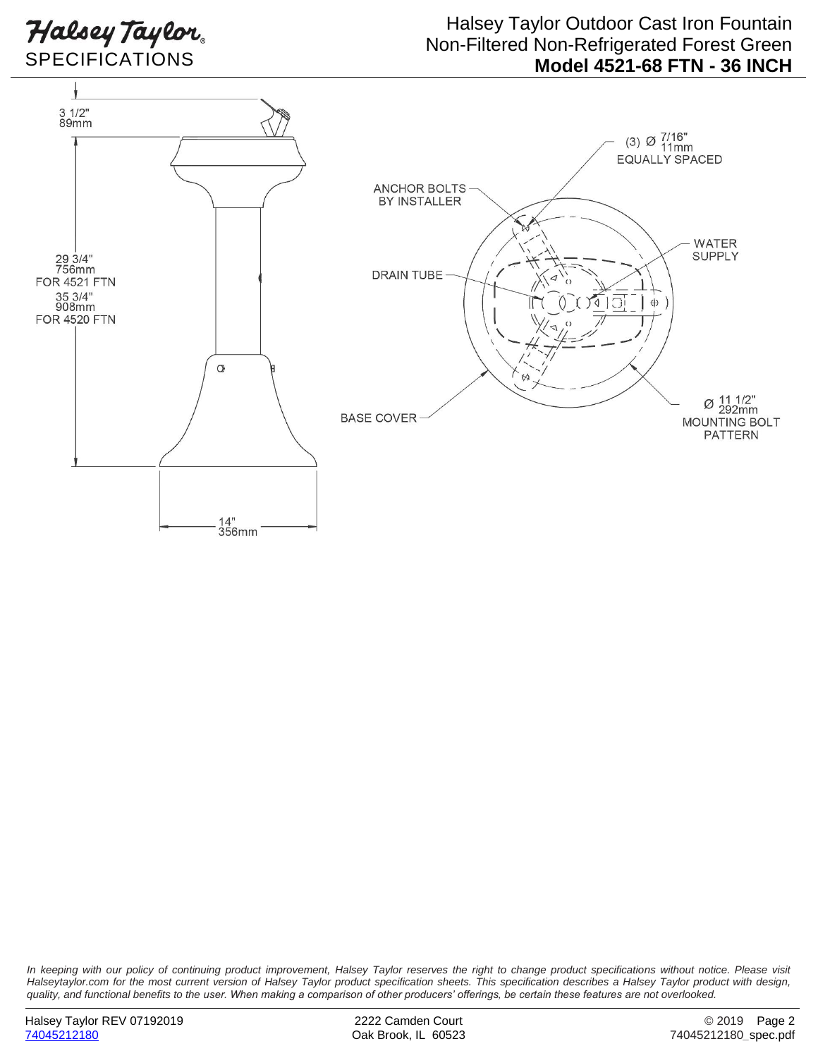Halsey Taylor
SPECIFICATIONS

# Halsey Taylor Outdoor Cast Iron Fountain Non-Filtered Non-Refrigerated Forest Green

## Model 4521-68 FTN - 36 INCH

3 1/2"
89mm

29 3/4"
756mm
FOR 4521 FTN

35 3/4"
908mm
FOR 4520 FTN

14"
356mm

(3) Ø 7/16" 11mm
EQUALLY SPACED

ANCHOR BOLTS BY INSTALLER

WATER SUPPLY

DRAIN TUBE

BASE COVER

Ø 11 1/2" 292mm
MOUNTING BOLT PATTERN

*In keeping with our policy of continuing product improvement, Halsey Taylor reserves the right to change product specifications without notice. Please visit Halseytaylor.com for the most current version of Halsey Taylor product specification sheets. This specification describes a Halsey Taylor product with design, quality, and functional benefits to the user. When making a comparison of other producers' offerings, be certain these features are not overlooked.*

Halsey Taylor REV 07192019
74045212180

2222 Camden Court
Oak Brook, IL 60523

© 2019
74045212180_spec.pdf